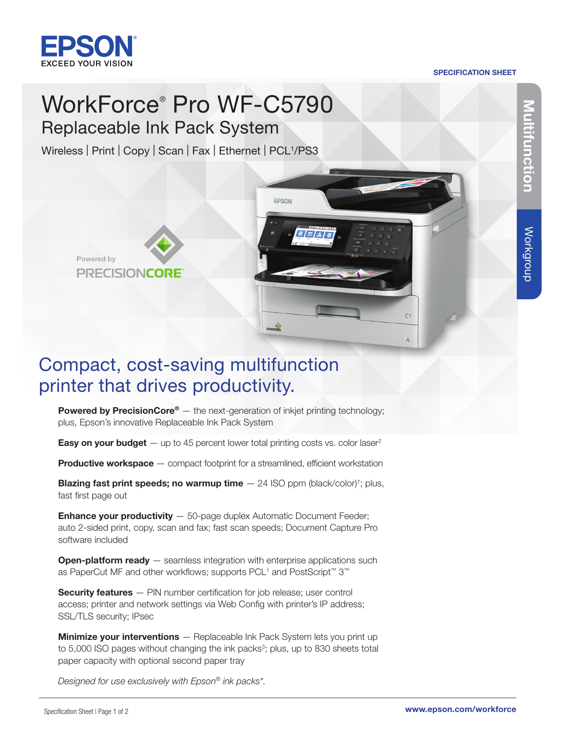EPSON
EXCEED YOUR VISION

SPECIFICATION SHEET

Multifunction

Workgroup

# WorkForce® Pro WF-C5790

## Replaceable Ink Pack System

Wireless | Print | Copy | Scan | Fax | Ethernet | PCL[1]/PS3

Powered by PRECISIONCORE®

## Compact, cost-saving multifunction printer that drives productivity.

**Powered by PrecisionCore®** — the next-generation of inkjet printing technology; plus, Epson's innovative Replaceable Ink Pack System

**Easy on your budget** — up to 45 percent lower total printing costs vs. color laser[2]

**Productive workspace** — compact footprint for a streamlined, efficient workstation

**Blazing fast print speeds; no warmup time** — 24 ISO ppm (black/color)[†]; plus, fast first page out

**Enhance your productivity** — 50-page duplex Automatic Document Feeder; auto 2-sided print, copy, scan and fax; fast scan speeds; Document Capture Pro software included

**Open-platform ready** — seamless integration with enterprise applications such as PaperCut MF and other workflows; supports PCL[1] and PostScript™ 3™

**Security features** — PIN number certification for job release; user control access; printer and network settings via Web Config with printer's IP address; SSL/TLS security; IPsec

**Minimize your interventions** — Replaceable Ink Pack System lets you print up to 5,000 ISO pages without changing the ink packs[3]; plus, up to 830 sheets total paper capacity with optional second paper tray

*Designed for use exclusively with Epson® ink packs\*.*

www.epson.com/workforce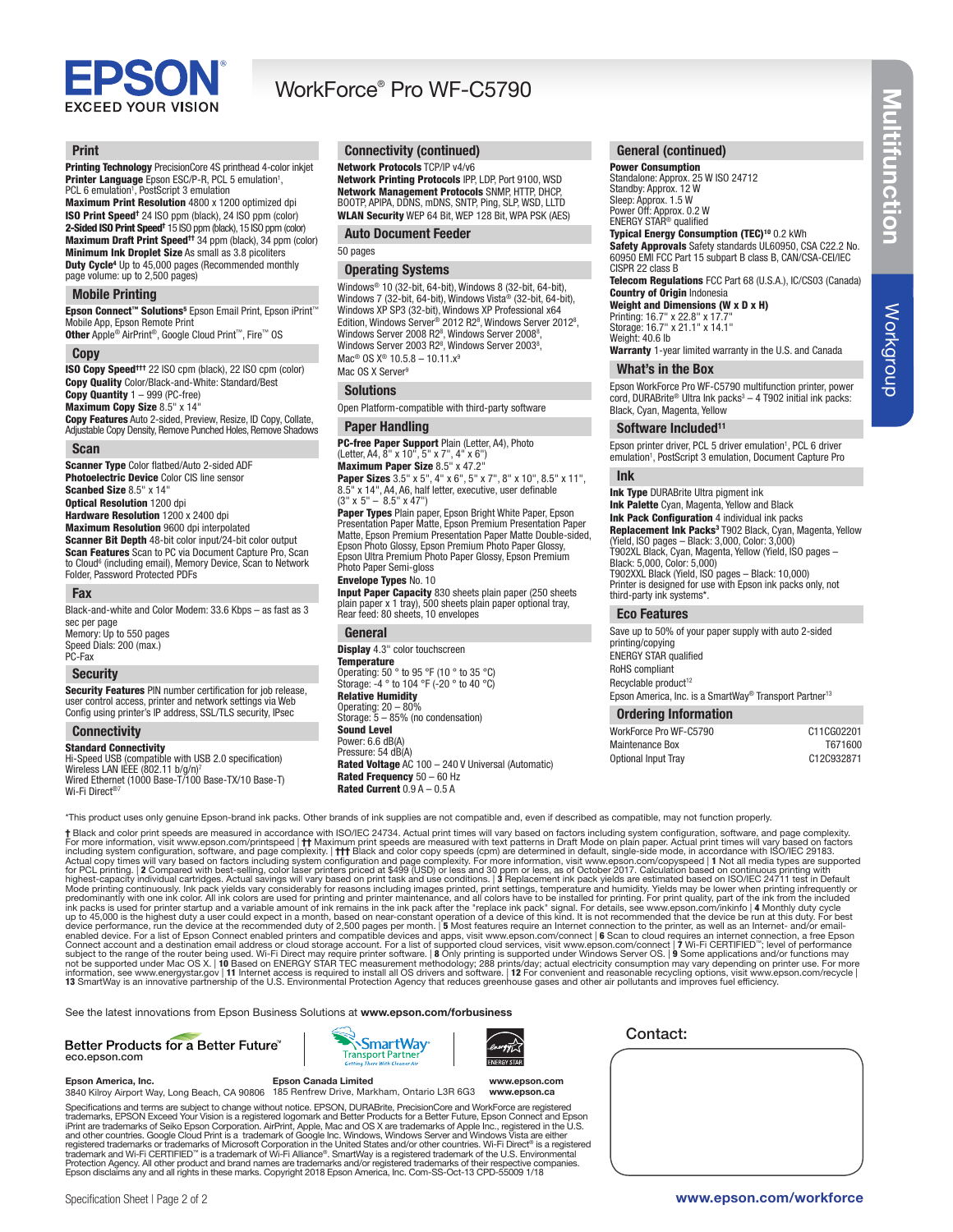# WorkForce® Pro WF-C5790

Multifunction | Workgroup

## Print

**Printing Technology** PrecisionCore 4S printhead 4-color inkjet
**Printer Language** Epson ESC/P-R, PCL 5 emulation[1], PCL 6 emulation[1], PostScript 3 emulation
**Maximum Print Resolution** 4800 x 1200 optimized dpi
**ISO Print Speed†** 24 ISO ppm (black), 24 ISO ppm (color)
**2-Sided ISO Print Speed†** 15 ISO ppm (black), 15 ISO ppm (color)
**Maximum Draft Print Speed††** 34 ppm (black), 34 ppm (color)
**Minimum Ink Droplet Size** As small as 3.8 picoliters
**Duty Cycle[4]** Up to 45,000 pages (Recommended monthly page volume: up to 2,500 pages)

## Mobile Printing

**Epson Connect™ Solutions[5]** Epson Email Print, Epson iPrint™ Mobile App, Epson Remote Print
**Other** Apple® AirPrint®, Google Cloud Print™, Fire™ OS

## Copy

**ISO Copy Speed†††** 22 ISO cpm (black), 22 ISO cpm (color)
**Copy Quality** Color/Black-and-White: Standard/Best
**Copy Quantity** 1 – 999 (PC-free)
**Maximum Copy Size** 8.5" x 14"
**Copy Features** Auto 2-sided, Preview, Resize, ID Copy, Collate, Adjustable Copy Density, Remove Punched Holes, Remove Shadows

## Scan

**Scanner Type** Color flatbed/Auto 2-sided ADF
**Photoelectric Device** Color CIS line sensor
**Scanned Size** 8.5" x 14"
**Optical Resolution** 1200 dpi
**Hardware Resolution** 1200 x 2400 dpi
**Maximum Resolution** 9600 dpi interpolated
**Scanner Bit Depth** 48-bit color input/24-bit color output
**Scan Features** Scan to PC via Document Capture Pro, Scan to Cloud[6] (including email), Memory Device, Scan to Network Folder, Password Protected PDFs

## Fax

Black-and-white and Color Modem: 33.6 Kbps – as fast as 3 sec per page
Memory: Up to 550 pages
Speed Dials: 200 (max.)
PC-Fax

## Security

**Security Features** PIN number certification for job release, user control access, printer and network settings via Web Config using printer's IP address, SSL/TLS security, IPsec

## Connectivity

**Standard Connectivity**
Hi-Speed USB (compatible with USB 2.0 specification)
Wireless LAN IEEE (802.11 b/g/n)[7]
Wired Ethernet (1000 Base-T/100 Base-TX/10 Base-T)
Wi-Fi Direct®[7]

## Connectivity (continued)

**Network Protocols** TCP/IP v4/v6
**Network Printing Protocols** IPP, LDP, Port 9100, WSD
**Network Management Protocols** SNMP, HTTP, DHCP, BOOTP, APIPA, DDNS, mDNS, SNTP, Ping, SLP, WSD, LLTD
**WLAN Security** WEP 64 Bit, WEP 128 Bit, WPA PSK (AES)

## Auto Document Feeder

50 pages

## Operating Systems

Windows® 10 (32-bit, 64-bit), Windows 8 (32-bit, 64-bit), Windows 7 (32-bit, 64-bit), Windows Vista® (32-bit, 64-bit), Windows XP SP3 (32-bit), Windows XP Professional x64 Edition, Windows Server® 2012 R2[8], Windows Server 2012[8], Windows Server 2008 R2[8], Windows Server 2008[8], Windows Server 2003 R2[8], Windows Server 2003[8], Mac® OS X® 10.5.8 – 10.11.x[9]
Mac OS X Server[9]

## Solutions

Open Platform-compatible with third-party software

## Paper Handling

**PC-free Paper Support** Plain (Letter, A4), Photo (Letter, A4, 8" x 10", 5" x 7", 4" x 6")
**Maximum Paper Size** 8.5" x 47.2"
**Paper Sizes** 3.5" x 5", 4" x 6", 5" x 7", 8" x 10", 8.5" x 11", 8.5" x 14", A4, A6, half letter, executive, user definable (3" x 5" – 8.5" x 47")
**Paper Types** Plain paper, Epson Bright White Paper, Epson Presentation Paper Matte, Epson Premium Presentation Paper Matte, Epson Premium Presentation Paper Matte Double-sided, Epson Photo Glossy, Epson Premium Photo Paper Glossy, Epson Ultra Premium Photo Paper Glossy, Epson Premium Photo Paper Semi-gloss
**Envelope Types** No. 10
**Input Paper Capacity** 830 sheets plain paper (250 sheets plain paper x 1 tray), 500 sheets plain paper optional tray, Rear feed: 80 sheets, 10 envelopes

## General

**Display** 4.3" color touchscreen
**Temperature**
Operating: 50 ° to 95 °F (10 ° to 35 °C)
Storage: -4 ° to 104 °F (-20 ° to 40 °C)
**Relative Humidity**
Operating: 20 – 80%
Storage: 5 – 85% (no condensation)
**Sound Level**
Power: 6.6 dB(A)
Pressure: 54 dB(A)
**Rated Voltage** AC 100 – 240 V Universal (Automatic)
**Rated Frequency** 50 – 60 Hz
**Rated Current** 0.9 A – 0.5 A

## General (continued)

**Power Consumption**
Standalone: Approx. 25 W ISO 24712
Standby: Approx. 12 W
Sleep: Approx. 1.5 W
Power Off: Approx. 0.2 W
ENERGY STAR® qualified
**Typical Energy Consumption (TEC)[10]** 0.2 kWh
**Safety Approvals** Safety standards UL60950, CSA C22.2 No. 60950 EMI FCC Part 15 subpart B class B, CAN/CSA-CEI/IEC CISPR 22 class B
**Telecom Regulations** FCC Part 68 (U.S.A.), IC/CS03 (Canada)
**Country of Origin** Indonesia
**Weight and Dimensions (W x D x H)**
Printing: 16.7" x 22.8" x 17.7"
Storage: 16.7" x 21.1" x 14.1"
Weight: 40.6 lb
**Warranty** 1-year limited warranty in the U.S. and Canada

## What's in the Box

Epson WorkForce Pro WF-C5790 multifunction printer, power cord, DURABrite® Ultra Ink packs[3] – 4 T902 initial ink packs: Black, Cyan, Magenta, Yellow

## Software Included[11]

Epson printer driver, PCL 5 driver emulation[1], PCL 6 driver emulation[1], PostScript 3 emulation, Document Capture Pro

## Ink

**Ink Type** DURABrite Ultra pigment ink
**Ink Palette** Cyan, Magenta, Yellow and Black
**Ink Pack Configuration** 4 individual ink packs
**Replacement Ink Packs[3]** T902 Black, Cyan, Magenta, Yellow (Yield, ISO pages – Black: 3,000, Color: 3,000)
T902XL Black, Cyan, Magenta, Yellow (Yield, ISO pages – Black: 5,000, Color: 5,000)
T902XXL Black (Yield, ISO pages – Black: 10,000)
Printer is designed for use with Epson ink packs only, not third-party ink systems*.

## Eco Features

Save up to 50% of your paper supply with auto 2-sided printing/copying
ENERGY STAR qualified
RoHS compliant
Recyclable product[12]
Epson America, Inc. is a SmartWay® Transport Partner[13]

## Ordering Information

| | |
|---|---|
| WorkForce Pro WF-C5790 | C11CG02201 |
| Maintenance Box | T671600 |
| Optional Input Tray | C12C932871 |

*This product uses only genuine Epson-brand ink packs. Other brands of ink supplies are not compatible and, even if described as compatible, may not function properly.

† Black and color print speeds are measured in accordance with ISO/IEC 24734. Actual print times will vary based on factors including system configuration, software, and page complexity. For more information, visit www.epson.com/printspeed | †† Maximum print speeds are measured with text patterns in Draft Mode on plain paper. Actual print times will vary based on factors including system configuration, software, and page complexity. | ††† Black and color copy speeds (cpm) are determined in default, single-side mode, in accordance with ISO/IEC 29183. Actual copy times will vary based on factors including system configuration and page complexity. For more information, visit www.epson.com/copyspeed | **1** Not all media types are supported for PCL printing. | **2** Compared with best-selling, color laser printers priced at $499 (USD) or less and 30 ppm or less, as of October 2017. Calculation based on continuous printing with highest-capacity individual cartridges. Actual savings will vary based on print task and use conditions. | **3** Replacement ink pack yields are estimated based on ISO/IEC 24711 test in Default Mode printing continuously. Ink pack yields vary considerably for reasons including images printed, print settings, temperature and humidity. Yields may be lower when printing infrequently or predominantly with one ink color. All ink colors are used for printing and printer maintenance, and all colors have to be installed for printing. For print quality, part of the ink from the included ink packs is used for printer startup and a variable amount of ink remains in the ink pack after the "replace ink pack" signal. For details, see www.epson.com/inkinfo | **4** Monthly duty cycle up to 45,000 is the highest duty a user could expect in a month, based on near-constant operation of a device of this kind. It is not recommended that the device be run at this duty. For best device performance, run the device at the recommended duty of 2,500 pages per month. | **5** Most features require an Internet connection to the printer, as well as an Internet- and/or email-enabled device. For a list of Epson Connect enabled printers and compatible devices and apps, visit www.epson.com/connect | **6** Scan to cloud requires an internet connection, a free Epson Connect account and a destination email address or cloud storage account. For a list of supported cloud services, visit www.epson.com/connect | **7** Wi-Fi CERTIFIED™; level of performance subject to the range of the router being used. Wi-Fi Direct may require printer software. | **8** Only printing is supported under Windows Server OS. | **9** Some applications and/or functions may not be supported under Mac OS X. | **10** Based on ENERGY STAR TEC measurement methodology; 288 prints/day; actual electricity consumption may vary depending on printer use. For more information, see www.energystar.gov | **11** Internet access is required to install all OS drivers and software. | **12** For convenient and reasonable recycling options, visit www.epson.com/recycle | **13** SmartWay is an innovative partnership of the U.S. Environmental Protection Agency that reduces greenhouse gases and other air pollutants and improves fuel efficiency.

See the latest innovations from Epson Business Solutions at **www.epson.com/forbusiness**

Better Products for a Better Future™
eco.epson.com

SmartWay Transport Partner — Getting There With Cleaner Air

ENERGY STAR

Contact:

**Epson America, Inc.**
3840 Kilroy Airport Way, Long Beach, CA 90806

**Epson Canada Limited**
185 Renfrew Drive, Markham, Ontario L3R 6G3

**www.epson.com**
**www.epson.ca**

Specifications and terms are subject to change without notice. EPSON, DURABrite, PrecisionCore and WorkForce are registered trademarks, EPSON Exceed Your Vision is a registered logomark and Better Products for a Better Future, Epson Connect and Epson iPrint are trademarks of Seiko Epson Corporation. AirPrint, Apple, Mac and OS X are trademarks of Apple Inc., registered in the U.S. and other countries. Google Cloud Print is a trademark of Google Inc. Windows, Windows Server and Windows Vista are either registered trademarks or trademarks of Microsoft Corporation in the United States and/or other countries. Wi-Fi Direct® is a registered trademark and Wi-Fi CERTIFIED™ is a trademark of Wi-Fi Alliance®. SmartWay is a registered trademark of the U.S. Environmental Protection Agency. All other product and brand names are trademarks and/or registered trademarks of their respective companies. Epson disclaims any and all rights in these marks. Copyright 2018 Epson America, Inc. Com-SS-Oct-13 CPD-55009 1/18

Specification Sheet | Page 2 of 2

**www.epson.com/workforce**